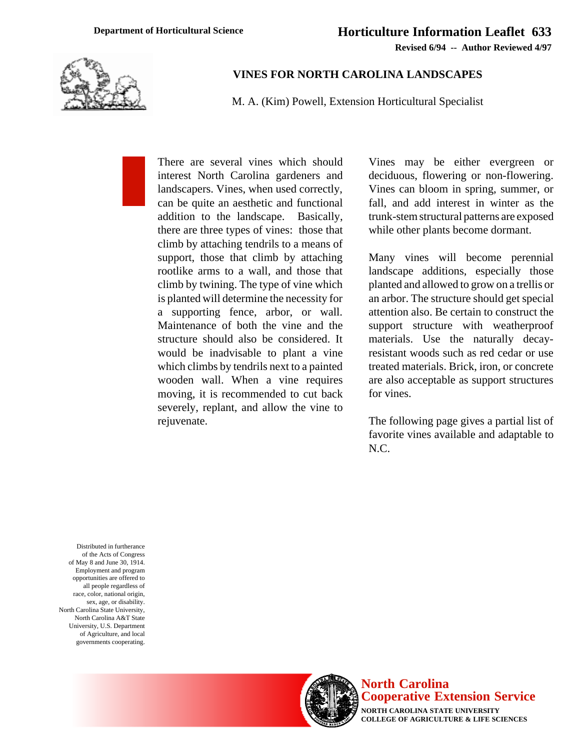**Department of Horticultural Science**

**Horticulture Information Leaflet 633**

**Revised 6/94 -- Author Reviewed 4/97**

# VINES FOR NORTH CAROLINA LANDSCAPES

M. A. (Kim) Powell, Extension Horticultural Specialist

There are several vines which should interest North Carolina gardeners and landscapers. Vines, when used correctly, can be quite an aesthetic and functional addition to the landscape. Basically, there are three types of vines: those that climb by attaching tendrils to a means of support, those that climb by attaching rootlike arms to a wall, and those that climb by twining. The type of vine which is planted will determine the necessity for a supporting fence, arbor, or wall. Maintenance of both the vine and the structure should also be considered. It would be inadvisable to plant a vine which climbs by tendrils next to a painted wooden wall. When a vine requires moving, it is recommended to cut back severely, replant, and allow the vine to rejuvenate.

Vines may be either evergreen or deciduous, flowering or non-flowering. Vines can bloom in spring, summer, or fall, and add interest in winter as the trunk-stem structural patterns are exposed while other plants become dormant.

Many vines will become perennial landscape additions, especially those planted and allowed to grow on a trellis or an arbor. The structure should get special attention also. Be certain to construct the support structure with weatherproof materials. Use the naturally decay-resistant woods such as red cedar or use treated materials. Brick, iron, or concrete are also acceptable as support structures for vines.

The following page gives a partial list of favorite vines available and adaptable to N.C.

Distributed in furtherance of the Acts of Congress of May 8 and June 30, 1914. Employment and program opportunities are offered to all people regardless of race, color, national origin, sex, age, or disability. North Carolina State University, North Carolina A&T State University, U.S. Department of Agriculture, and local governments cooperating.

**North Carolina Cooperative Extension Service**

**NORTH CAROLINA STATE UNIVERSITY**
**COLLEGE OF AGRICULTURE & LIFE SCIENCES**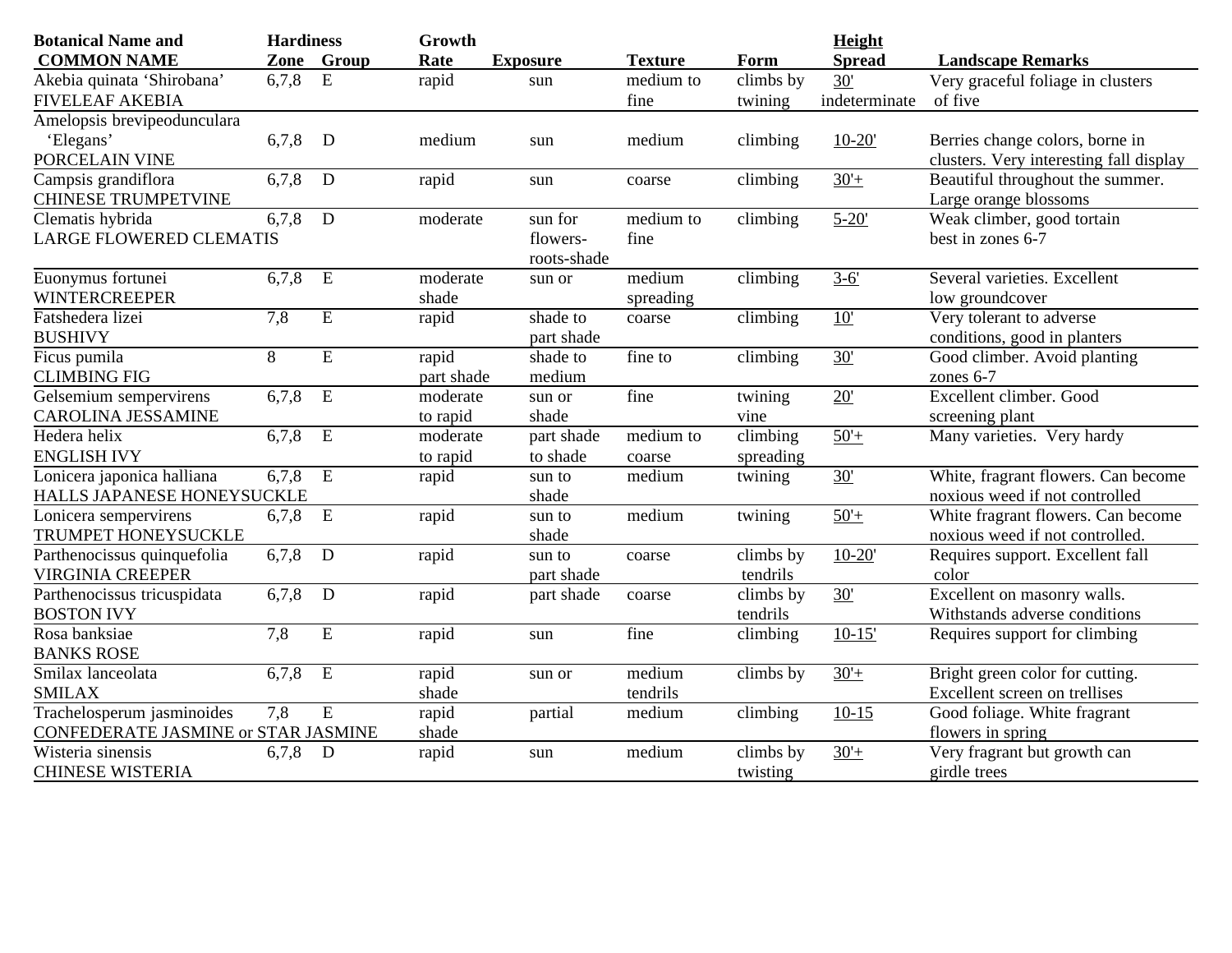| Botanical Name and COMMON NAME | Hardiness Zone | Hardiness Group | Growth Rate | Exposure | Texture | Form | Height Spread | Landscape Remarks |
|---|---|---|---|---|---|---|---|---|
| Akebia quinata 'Shirobana' FIVELEAF AKEBIA | 6,7,8 | E | rapid | sun | medium to fine | climbs by twining | 30' indeterminate | Very graceful foliage in clusters of five |
| Amelopsis brevipeodunculara 'Elegans' PORCELAIN VINE | 6,7,8 | D | medium | sun | medium | climbing | 10-20' | Berries change colors, borne in clusters. Very interesting fall display |
| Campsis grandiflora CHINESE TRUMPETVINE | 6,7,8 | D | rapid | sun | coarse | climbing | 30'+ | Beautiful throughout the summer. Large orange blossoms |
| Clematis hybrida LARGE FLOWERED CLEMATIS | 6,7,8 | D | moderate | sun for flowers-roots-shade | medium to fine | climbing | 5-20' | Weak climber, good tortain best in zones 6-7 |
| Euonymus fortunei WINTERCREEPER | 6,7,8 | E | moderate shade | sun or | medium spreading | climbing | 3-6' | Several varieties. Excellent low groundcover |
| Fatshedera lizei BUSHIVY | 7,8 | E | rapid | shade to part shade | coarse | climbing | 10' | Very tolerant to adverse conditions, good in planters |
| Ficus pumila CLIMBING FIG | 8 | E | rapid part shade | shade to medium | fine to | climbing | 30' | Good climber. Avoid planting zones 6-7 |
| Gelsemium sempervirens CAROLINA JESSAMINE | 6,7,8 | E | moderate to rapid | sun or shade | fine | twining vine | 20' | Excellent climber. Good screening plant |
| Hedera helix ENGLISH IVY | 6,7,8 | E | moderate to rapid | part shade to shade | medium to coarse | climbing spreading | 50'+ | Many varieties. Very hardy |
| Lonicera japonica halliana HALLS JAPANESE HONEYSUCKLE | 6,7,8 | E | rapid | sun to shade | medium | twining | 30' | White, fragrant flowers. Can become noxious weed if not controlled |
| Lonicera sempervirens TRUMPET HONEYSUCKLE | 6,7,8 | E | rapid | sun to shade | medium | twining | 50'+ | White fragrant flowers. Can become noxious weed if not controlled. |
| Parthenocissus quinquefolia VIRGINIA CREEPER | 6,7,8 | D | rapid | sun to part shade | coarse | climbs by tendrils | 10-20' | Requires support. Excellent fall color |
| Parthenocissus tricuspidata BOSTON IVY | 6,7,8 | D | rapid | part shade | coarse | climbs by tendrils | 30' | Excellent on masonry walls. Withstands adverse conditions |
| Rosa banksiae BANKS ROSE | 7,8 | E | rapid | sun | fine | climbing | 10-15' | Requires support for climbing |
| Smilax lanceolata SMILAX | 6,7,8 | E | rapid shade | sun or | medium tendrils | climbs by | 30'+ | Bright green color for cutting. Excellent screen on trellises |
| Trachelosperum jasminoides CONFEDERATE JASMINE or STAR JASMINE | 7,8 | E | rapid shade | partial | medium | climbing | 10-15 | Good foliage. White fragrant flowers in spring |
| Wisteria sinensis CHINESE WISTERIA | 6,7,8 | D | rapid | sun | medium | climbs by twisting | 30'+ | Very fragrant but growth can girdle trees |